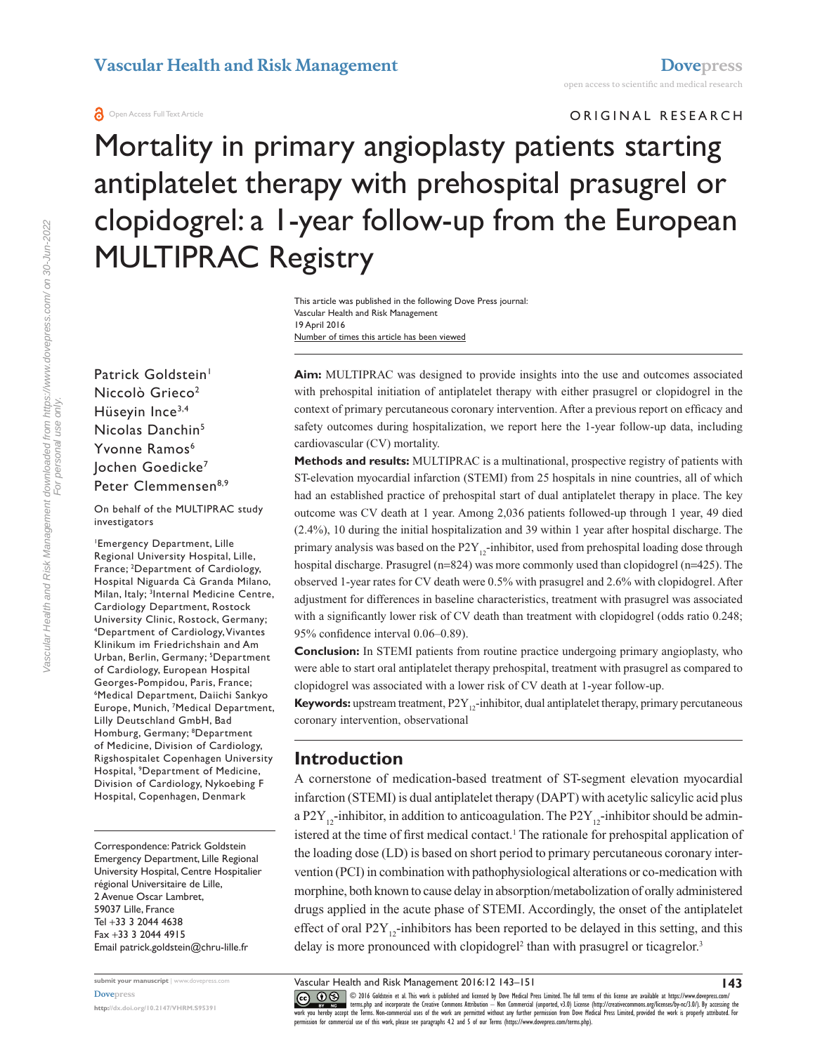ORIGINAL RESEARCH

# Mortality in primary angioplasty patients starting antiplatelet therapy with prehospital prasugrel or clopidogrel: a 1-year follow-up from the European MULTIPRAC Registry

This article was published in the following Dove Press journal:
Vascular Health and Risk Management
19 April 2016
Number of times this article has been viewed

Patrick Goldstein[1]
Niccolò Grieco[2]
Hüseyin Ince[3,4]
Nicolas Danchin[5]
Yvonne Ramos[6]
Jochen Goedicke[7]
Peter Clemmensen[8,9]

On behalf of the MULTIPRAC study investigators

[1]Emergency Department, Lille Regional University Hospital, Lille, France; [2]Department of Cardiology, Hospital Niguarda Cà Granda Milano, Milan, Italy; [3]Internal Medicine Centre, Cardiology Department, Rostock University Clinic, Rostock, Germany; [4]Department of Cardiology, Vivantes Klinikum im Friedrichshain and Am Urban, Berlin, Germany; [5]Department of Cardiology, European Hospital Georges-Pompidou, Paris, France; [6]Medical Department, Daiichi Sankyo Europe, Munich, [7]Medical Department, Lilly Deutschland GmbH, Bad Homburg, Germany; [8]Department of Medicine, Division of Cardiology, Rigshospitalet Copenhagen University Hospital, [9]Department of Medicine, Division of Cardiology, Nykoebing F Hospital, Copenhagen, Denmark

Correspondence: Patrick Goldstein
Emergency Department, Lille Regional University Hospital, Centre Hospitalier régional Universitaire de Lille, 2 Avenue Oscar Lambret, 59037 Lille, France
Tel +33 3 2044 4638
Fax +33 3 2044 4915
Email patrick.goldstein@chru-lille.fr

**Aim:** MULTIPRAC was designed to provide insights into the use and outcomes associated with prehospital initiation of antiplatelet therapy with either prasugrel or clopidogrel in the context of primary percutaneous coronary intervention. After a previous report on efficacy and safety outcomes during hospitalization, we report here the 1-year follow-up data, including cardiovascular (CV) mortality.

**Methods and results:** MULTIPRAC is a multinational, prospective registry of patients with ST-elevation myocardial infarction (STEMI) from 25 hospitals in nine countries, all of which had an established practice of prehospital start of dual antiplatelet therapy in place. The key outcome was CV death at 1 year. Among 2,036 patients followed-up through 1 year, 49 died (2.4%), 10 during the initial hospitalization and 39 within 1 year after hospital discharge. The primary analysis was based on the $P2Y_{12}$-inhibitor, used from prehospital loading dose through hospital discharge. Prasugrel (n=824) was more commonly used than clopidogrel (n=425). The observed 1-year rates for CV death were 0.5% with prasugrel and 2.6% with clopidogrel. After adjustment for differences in baseline characteristics, treatment with prasugrel was associated with a significantly lower risk of CV death than treatment with clopidogrel (odds ratio 0.248; 95% confidence interval 0.06–0.89).

**Conclusion:** In STEMI patients from routine practice undergoing primary angioplasty, who were able to start oral antiplatelet therapy prehospital, treatment with prasugrel as compared to clopidogrel was associated with a lower risk of CV death at 1-year follow-up.

**Keywords:** upstream treatment, $P2Y_{12}$-inhibitor, dual antiplatelet therapy, primary percutaneous coronary intervention, observational

## Introduction

A cornerstone of medication-based treatment of ST-segment elevation myocardial infarction (STEMI) is dual antiplatelet therapy (DAPT) with acetylic salicylic acid plus a $P2Y_{12}$-inhibitor, in addition to anticoagulation. The $P2Y_{12}$-inhibitor should be administered at the time of first medical contact.[1] The rationale for prehospital application of the loading dose (LD) is based on short period to primary percutaneous coronary intervention (PCI) in combination with pathophysiological alterations or co-medication with morphine, both known to cause delay in absorption/metabolization of orally administered drugs applied in the acute phase of STEMI. Accordingly, the onset of the antiplatelet effect of oral $P2Y_{12}$-inhibitors has been reported to be delayed in this setting, and this delay is more pronounced with clopidogrel[2] than with prasugrel or ticagrelor.[3]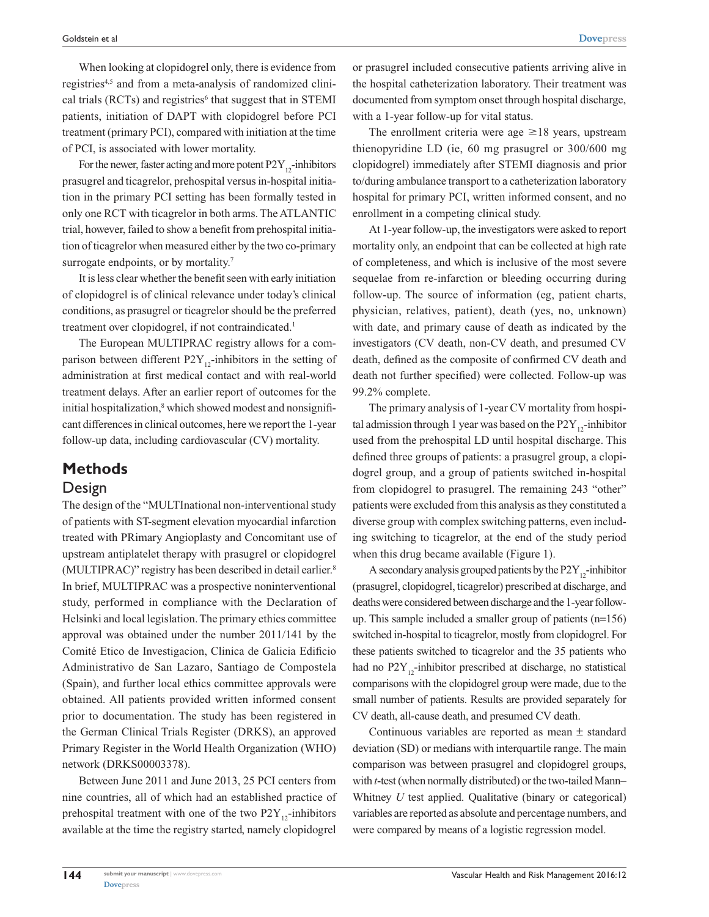When looking at clopidogrel only, there is evidence from registries[4,5] and from a meta-analysis of randomized clinical trials (RCTs) and registries[6] that suggest that in STEMI patients, initiation of DAPT with clopidogrel before PCI treatment (primary PCI), compared with initiation at the time of PCI, is associated with lower mortality.

For the newer, faster acting and more potent $P2Y_{12}$-inhibitors prasugrel and ticagrelor, prehospital versus in-hospital initiation in the primary PCI setting has been formally tested in only one RCT with ticagrelor in both arms. The ATLANTIC trial, however, failed to show a benefit from prehospital initiation of ticagrelor when measured either by the two co-primary surrogate endpoints, or by mortality.[7]

It is less clear whether the benefit seen with early initiation of clopidogrel is of clinical relevance under today's clinical conditions, as prasugrel or ticagrelor should be the preferred treatment over clopidogrel, if not contraindicated.[1]

The European MULTIPRAC registry allows for a comparison between different $P2Y_{12}$-inhibitors in the setting of administration at first medical contact and with real-world treatment delays. After an earlier report of outcomes for the initial hospitalization,[8] which showed modest and nonsignificant differences in clinical outcomes, here we report the 1-year follow-up data, including cardiovascular (CV) mortality.

# Methods

## Design

The design of the "MULTInational non-interventional study of patients with ST-segment elevation myocardial infarction treated with PRimary Angioplasty and Concomitant use of upstream antiplatelet therapy with prasugrel or clopidogrel (MULTIPRAC)" registry has been described in detail earlier.[8] In brief, MULTIPRAC was a prospective noninterventional study, performed in compliance with the Declaration of Helsinki and local legislation. The primary ethics committee approval was obtained under the number 2011/141 by the Comité Etico de Investigacion, Clinica de Galicia Edificio Administrativo de San Lazaro, Santiago de Compostela (Spain), and further local ethics committee approvals were obtained. All patients provided written informed consent prior to documentation. The study has been registered in the German Clinical Trials Register (DRKS), an approved Primary Register in the World Health Organization (WHO) network (DRKS00003378).

Between June 2011 and June 2013, 25 PCI centers from nine countries, all of which had an established practice of prehospital treatment with one of the two $P2Y_{12}$-inhibitors available at the time the registry started, namely clopidogrel or prasugrel included consecutive patients arriving alive in the hospital catheterization laboratory. Their treatment was documented from symptom onset through hospital discharge, with a 1-year follow-up for vital status.

The enrollment criteria were age ≥18 years, upstream thienopyridine LD (ie, 60 mg prasugrel or 300/600 mg clopidogrel) immediately after STEMI diagnosis and prior to/during ambulance transport to a catheterization laboratory hospital for primary PCI, written informed consent, and no enrollment in a competing clinical study.

At 1-year follow-up, the investigators were asked to report mortality only, an endpoint that can be collected at high rate of completeness, and which is inclusive of the most severe sequelae from re-infarction or bleeding occurring during follow-up. The source of information (eg, patient charts, physician, relatives, patient), death (yes, no, unknown) with date, and primary cause of death as indicated by the investigators (CV death, non-CV death, and presumed CV death, defined as the composite of confirmed CV death and death not further specified) were collected. Follow-up was 99.2% complete.

The primary analysis of 1-year CV mortality from hospital admission through 1 year was based on the $P2Y_{12}$-inhibitor used from the prehospital LD until hospital discharge. This defined three groups of patients: a prasugrel group, a clopidogrel group, and a group of patients switched in-hospital from clopidogrel to prasugrel. The remaining 243 "other" patients were excluded from this analysis as they constituted a diverse group with complex switching patterns, even including switching to ticagrelor, at the end of the study period when this drug became available (Figure 1).

A secondary analysis grouped patients by the $P2Y_{12}$-inhibitor (prasugrel, clopidogrel, ticagrelor) prescribed at discharge, and deaths were considered between discharge and the 1-year follow-up. This sample included a smaller group of patients (n=156) switched in-hospital to ticagrelor, mostly from clopidogrel. For these patients switched to ticagrelor and the 35 patients who had no $P2Y_{12}$-inhibitor prescribed at discharge, no statistical comparisons with the clopidogrel group were made, due to the small number of patients. Results are provided separately for CV death, all-cause death, and presumed CV death.

Continuous variables are reported as mean ± standard deviation (SD) or medians with interquartile range. The main comparison was between prasugrel and clopidogrel groups, with *t*-test (when normally distributed) or the two-tailed Mann–Whitney *U* test applied. Qualitative (binary or categorical) variables are reported as absolute and percentage numbers, and were compared by means of a logistic regression model.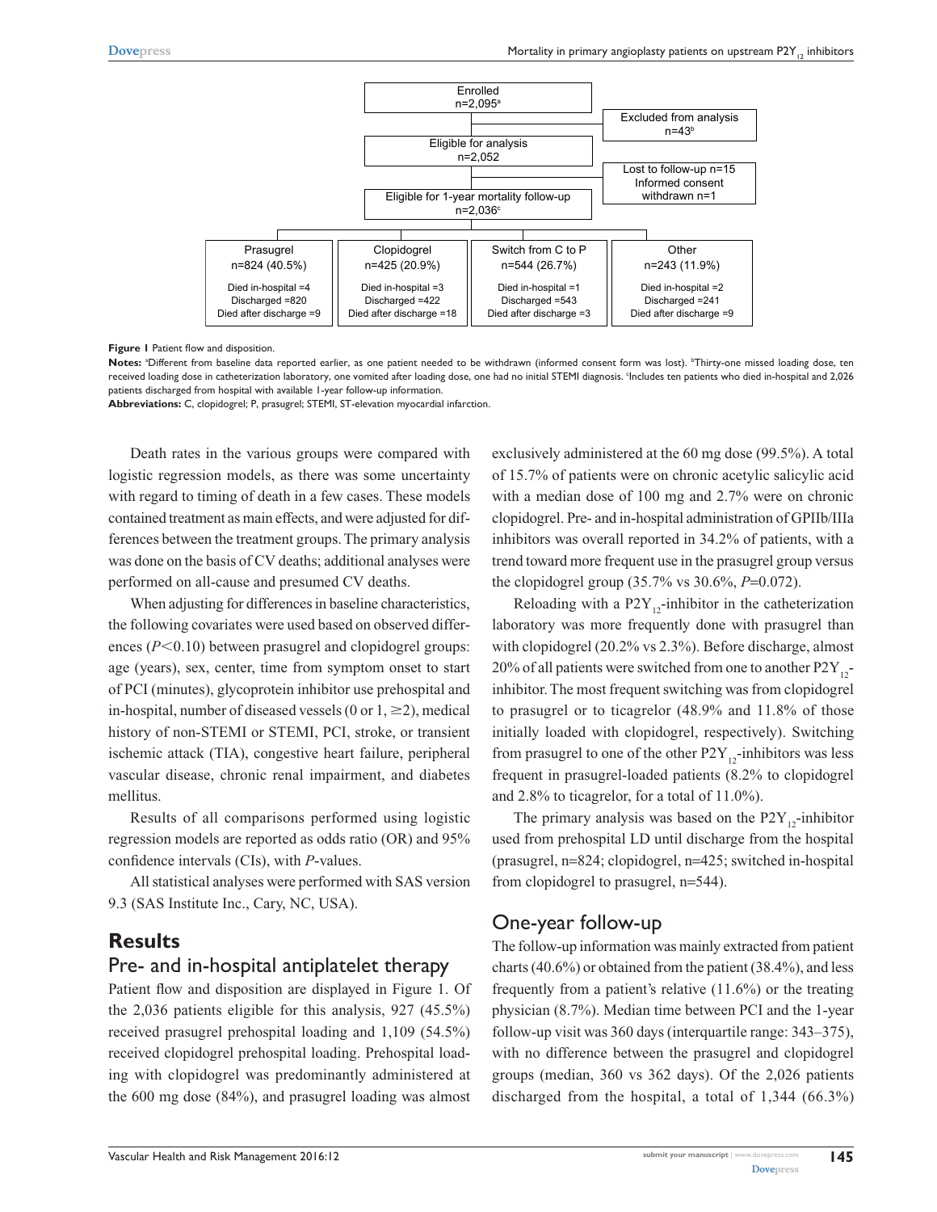Enrolled
n=2,095[a]

Excluded from analysis
n=43[b]

Eligible for analysis
n=2,052

Lost to follow-up n=15
Informed consent withdrawn n=1

Eligible for 1-year mortality follow-up
n=2,036[c]

| Prasugrel | Clopidogrel | Switch from C to P | Other |
|---|---|---|---|
| n=824 (40.5%) | n=425 (20.9%) | n=544 (26.7%) | n=243 (11.9%) |
| Died in-hospital =4 | Died in-hospital =3 | Died in-hospital =1 | Died in-hospital =2 |
| Discharged =820 | Discharged =422 | Discharged =543 | Discharged =241 |
| Died after discharge =9 | Died after discharge =18 | Died after discharge =3 | Died after discharge =9 |

**Figure 1** Patient flow and disposition.

**Notes:** [a]Different from baseline data reported earlier, as one patient needed to be withdrawn (informed consent form was lost). [b]Thirty-one missed loading dose, ten received loading dose in catheterization laboratory, one vomited after loading dose, one had no initial STEMI diagnosis. [c]Includes ten patients who died in-hospital and 2,026 patients discharged from hospital with available 1-year follow-up information.

**Abbreviations:** C, clopidogrel; P, prasugrel; STEMI, ST-elevation myocardial infarction.

Death rates in the various groups were compared with logistic regression models, as there was some uncertainty with regard to timing of death in a few cases. These models contained treatment as main effects, and were adjusted for differences between the treatment groups. The primary analysis was done on the basis of CV deaths; additional analyses were performed on all-cause and presumed CV deaths.

When adjusting for differences in baseline characteristics, the following covariates were used based on observed differences ($P<0.10$) between prasugrel and clopidogrel groups: age (years), sex, center, time from symptom onset to start of PCI (minutes), glycoprotein inhibitor use prehospital and in-hospital, number of diseased vessels (0 or 1, ≥2), medical history of non-STEMI or STEMI, PCI, stroke, or transient ischemic attack (TIA), congestive heart failure, peripheral vascular disease, chronic renal impairment, and diabetes mellitus.

Results of all comparisons performed using logistic regression models are reported as odds ratio (OR) and 95% confidence intervals (CIs), with *P*-values.

All statistical analyses were performed with SAS version 9.3 (SAS Institute Inc., Cary, NC, USA).

# Results

## Pre- and in-hospital antiplatelet therapy

Patient flow and disposition are displayed in Figure 1. Of the 2,036 patients eligible for this analysis, 927 (45.5%) received prasugrel prehospital loading and 1,109 (54.5%) received clopidogrel prehospital loading. Prehospital loading with clopidogrel was predominantly administered at the 600 mg dose (84%), and prasugrel loading was almost exclusively administered at the 60 mg dose (99.5%). A total of 15.7% of patients were on chronic acetylic salicylic acid with a median dose of 100 mg and 2.7% were on chronic clopidogrel. Pre- and in-hospital administration of GPIIb/IIIa inhibitors was overall reported in 34.2% of patients, with a trend toward more frequent use in the prasugrel group versus the clopidogrel group (35.7% vs 30.6%, $P=0.072$).

Reloading with a $P2Y_{12}$-inhibitor in the catheterization laboratory was more frequently done with prasugrel than with clopidogrel (20.2% vs 2.3%). Before discharge, almost 20% of all patients were switched from one to another $P2Y_{12}$-inhibitor. The most frequent switching was from clopidogrel to prasugrel or to ticagrelor (48.9% and 11.8% of those initially loaded with clopidogrel, respectively). Switching from prasugrel to one of the other $P2Y_{12}$-inhibitors was less frequent in prasugrel-loaded patients (8.2% to clopidogrel and 2.8% to ticagrelor, for a total of 11.0%).

The primary analysis was based on the $P2Y_{12}$-inhibitor used from prehospital LD until discharge from the hospital (prasugrel, n=824; clopidogrel, n=425; switched in-hospital from clopidogrel to prasugrel, n=544).

## One-year follow-up

The follow-up information was mainly extracted from patient charts (40.6%) or obtained from the patient (38.4%), and less frequently from a patient's relative (11.6%) or the treating physician (8.7%). Median time between PCI and the 1-year follow-up visit was 360 days (interquartile range: 343–375), with no difference between the prasugrel and clopidogrel groups (median, 360 vs 362 days). Of the 2,026 patients discharged from the hospital, a total of 1,344 (66.3%)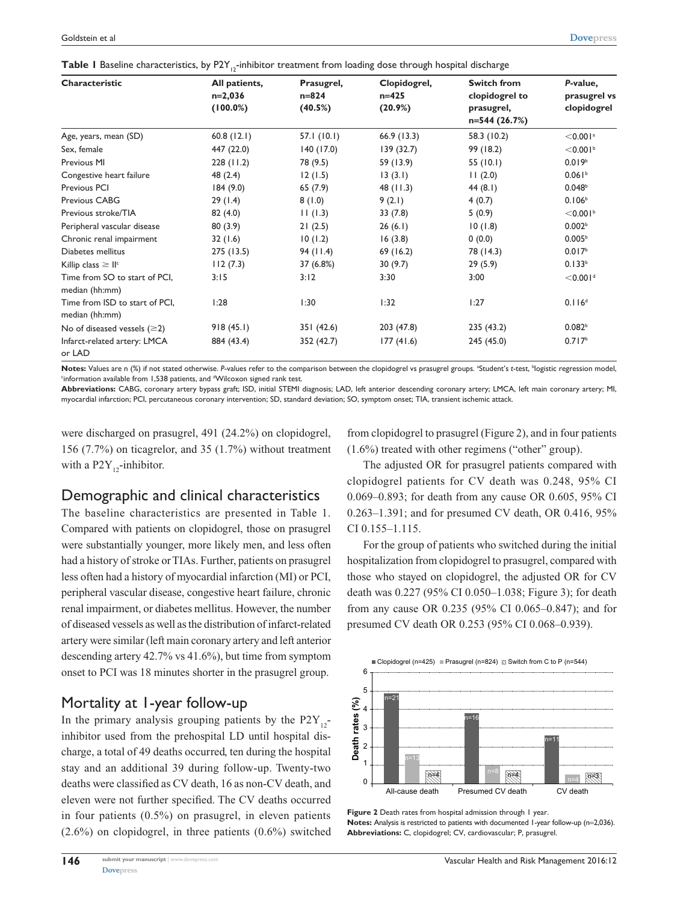**Table 1** Baseline characteristics, by $P2Y_{12}$-inhibitor treatment from loading dose through hospital discharge

| Characteristic | All patients, n=2,036 (100.0%) | Prasugrel, n=824 (40.5%) | Clopidogrel, n=425 (20.9%) | Switch from clopidogrel to prasugrel, n=544 (26.7%) | P-value, prasugrel vs clopidogrel |
|---|---|---|---|---|---|
| Age, years, mean (SD) | 60.8 (12.1) | 57.1 (10.1) | 66.9 (13.3) | 58.3 (10.2) | <0.001[a] |
| Sex, female | 447 (22.0) | 140 (17.0) | 139 (32.7) | 99 (18.2) | <0.001[b] |
| Previous MI | 228 (11.2) | 78 (9.5) | 59 (13.9) | 55 (10.1) | 0.019[b] |
| Congestive heart failure | 48 (2.4) | 12 (1.5) | 13 (3.1) | 11 (2.0) | 0.061[b] |
| Previous PCI | 184 (9.0) | 65 (7.9) | 48 (11.3) | 44 (8.1) | 0.048[b] |
| Previous CABG | 29 (1.4) | 8 (1.0) | 9 (2.1) | 4 (0.7) | 0.106[b] |
| Previous stroke/TIA | 82 (4.0) | 11 (1.3) | 33 (7.8) | 5 (0.9) | <0.001[b] |
| Peripheral vascular disease | 80 (3.9) | 21 (2.5) | 26 (6.1) | 10 (1.8) | 0.002[b] |
| Chronic renal impairment | 32 (1.6) | 10 (1.2) | 16 (3.8) | 0 (0.0) | 0.005[b] |
| Diabetes mellitus | 275 (13.5) | 94 (11.4) | 69 (16.2) | 78 (14.3) | 0.017[b] |
| Killip class ≥ II[c] | 112 (7.3) | 37 (6.8%) | 30 (9.7) | 29 (5.9) | 0.133[b] |
| Time from SO to start of PCI, median (hh:mm) | 3:15 | 3:12 | 3:30 | 3:00 | <0.001[d] |
| Time from ISD to start of PCI, median (hh:mm) | 1:28 | 1:30 | 1:32 | 1:27 | 0.116[d] |
| No of diseased vessels (≥2) | 918 (45.1) | 351 (42.6) | 203 (47.8) | 235 (43.2) | 0.082[b] |
| Infarct-related artery: LMCA or LAD | 884 (43.4) | 352 (42.7) | 177 (41.6) | 245 (45.0) | 0.717[b] |

**Notes:** Values are n (%) if not stated otherwise. *P*-values refer to the comparison between the clopidogrel vs prasugrel groups. [a]Student's *t*-test, [b]logistic regression model, [c]information available from 1,538 patients, and [d]Wilcoxon signed rank test.
**Abbreviations:** CABG, coronary artery bypass graft; ISD, initial STEMI diagnosis; LAD, left anterior descending coronary artery; LMCA, left main coronary artery; MI, myocardial infarction; PCI, percutaneous coronary intervention; SD, standard deviation; SO, symptom onset; TIA, transient ischemic attack.

were discharged on prasugrel, 491 (24.2%) on clopidogrel, 156 (7.7%) on ticagrelor, and 35 (1.7%) without treatment with a $P2Y_{12}$-inhibitor.

## Demographic and clinical characteristics

The baseline characteristics are presented in Table 1. Compared with patients on clopidogrel, those on prasugrel were substantially younger, more likely men, and less often had a history of stroke or TIAs. Further, patients on prasugrel less often had a history of myocardial infarction (MI) or PCI, peripheral vascular disease, congestive heart failure, chronic renal impairment, or diabetes mellitus. However, the number of diseased vessels as well as the distribution of infarct-related artery were similar (left main coronary artery and left anterior descending artery 42.7% vs 41.6%), but time from symptom onset to PCI was 18 minutes shorter in the prasugrel group.

## Mortality at 1-year follow-up

In the primary analysis grouping patients by the $P2Y_{12}$-inhibitor used from the prehospital LD until hospital discharge, a total of 49 deaths occurred, ten during the hospital stay and an additional 39 during follow-up. Twenty-two deaths were classified as CV death, 16 as non-CV death, and eleven were not further specified. The CV deaths occurred in four patients (0.5%) on prasugrel, in eleven patients (2.6%) on clopidogrel, in three patients (0.6%) switched from clopidogrel to prasugrel (Figure 2), and in four patients (1.6%) treated with other regimens ("other" group).

The adjusted OR for prasugrel patients compared with clopidogrel patients for CV death was 0.248, 95% CI 0.069–0.893; for death from any cause OR 0.605, 95% CI 0.263–1.391; and for presumed CV death, OR 0.416, 95% CI 0.155–1.115.

For the group of patients who switched during the initial hospitalization from clopidogrel to prasugrel, compared with those who stayed on clopidogrel, the adjusted OR for CV death was 0.227 (95% CI 0.050–1.038; Figure 3); for death from any cause OR 0.235 (95% CI 0.065–0.847); and for presumed CV death OR 0.253 (95% CI 0.068–0.939).

**Figure 2** Death rates from hospital admission through 1 year.
**Notes:** Analysis is restricted to patients with documented 1-year follow-up (n=2,036).
**Abbreviations:** C, clopidogrel; CV, cardiovascular; P, prasugrel.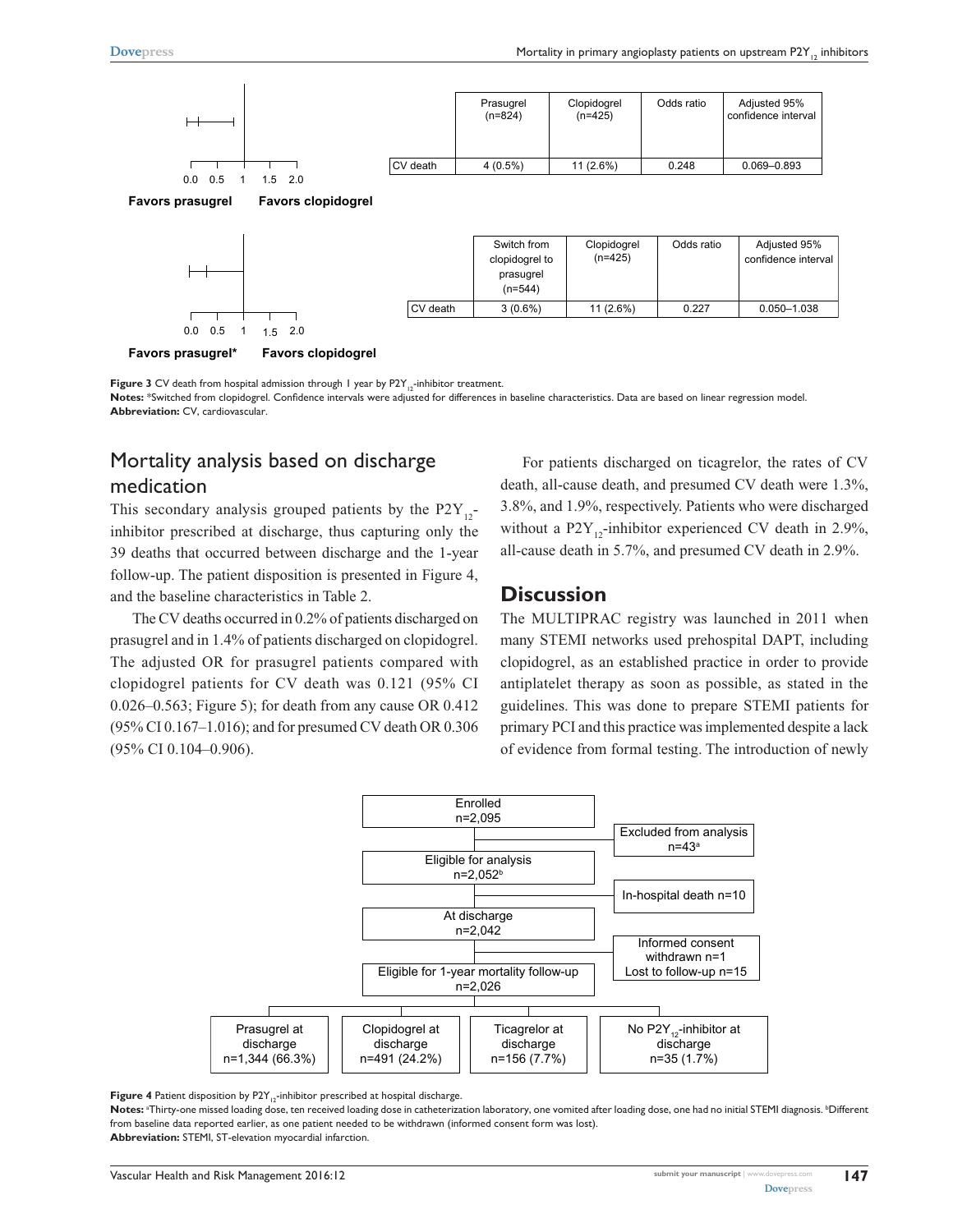| | Prasugrel (n=824) | Clopidogrel (n=425) | Odds ratio | Adjusted 95% confidence interval |
|---|---|---|---|---|
| CV death | 4 (0.5%) | 11 (2.6%) | 0.248 | 0.069–0.893 |

| | Switch from clopidogrel to prasugrel (n=544) | Clopidogrel (n=425) | Odds ratio | Adjusted 95% confidence interval |
|---|---|---|---|---|
| CV death | 3 (0.6%) | 11 (2.6%) | 0.227 | 0.050–1.038 |

**Figure 3** CV death from hospital admission through 1 year by $P2Y_{12}$-inhibitor treatment.

**Notes:** *Switched from clopidogrel. Confidence intervals were adjusted for differences in baseline characteristics. Data are based on linear regression model.

**Abbreviation:** CV, cardiovascular.

## Mortality analysis based on discharge medication

This secondary analysis grouped patients by the $P2Y_{12}$-inhibitor prescribed at discharge, thus capturing only the 39 deaths that occurred between discharge and the 1-year follow-up. The patient disposition is presented in Figure 4, and the baseline characteristics in Table 2.

The CV deaths occurred in 0.2% of patients discharged on prasugrel and in 1.4% of patients discharged on clopidogrel. The adjusted OR for prasugrel patients compared with clopidogrel patients for CV death was 0.121 (95% CI 0.026–0.563; Figure 5); for death from any cause OR 0.412 (95% CI 0.167–1.016); and for presumed CV death OR 0.306 (95% CI 0.104–0.906).

For patients discharged on ticagrelor, the rates of CV death, all-cause death, and presumed CV death were 1.3%, 3.8%, and 1.9%, respectively. Patients who were discharged without a $P2Y_{12}$-inhibitor experienced CV death in 2.9%, all-cause death in 5.7%, and presumed CV death in 2.9%.

## Discussion

The MULTIPRAC registry was launched in 2011 when many STEMI networks used prehospital DAPT, including clopidogrel, as an established practice in order to provide antiplatelet therapy as soon as possible, as stated in the guidelines. This was done to prepare STEMI patients for primary PCI and this practice was implemented despite a lack of evidence from formal testing. The introduction of newly

Enrolled n=2,095 → Excluded from analysis n=43[a]

Eligible for analysis n=2,052[b] → In-hospital death n=10

At discharge n=2,042 → Informed consent withdrawn n=1; Lost to follow-up n=15

Eligible for 1-year mortality follow-up n=2,026

- Prasugrel at discharge n=1,344 (66.3%)
- Clopidogrel at discharge n=491 (24.2%)
- Ticagrelor at discharge n=156 (7.7%)
- No $P2Y_{12}$-inhibitor at discharge n=35 (1.7%)

**Figure 4** Patient disposition by $P2Y_{12}$-inhibitor prescribed at hospital discharge.

**Notes:** [a]Thirty-one missed loading dose, ten received loading dose in catheterization laboratory, one vomited after loading dose, one had no initial STEMI diagnosis. [b]Different from baseline data reported earlier, as one patient needed to be withdrawn (informed consent form was lost).

**Abbreviation:** STEMI, ST-elevation myocardial infarction.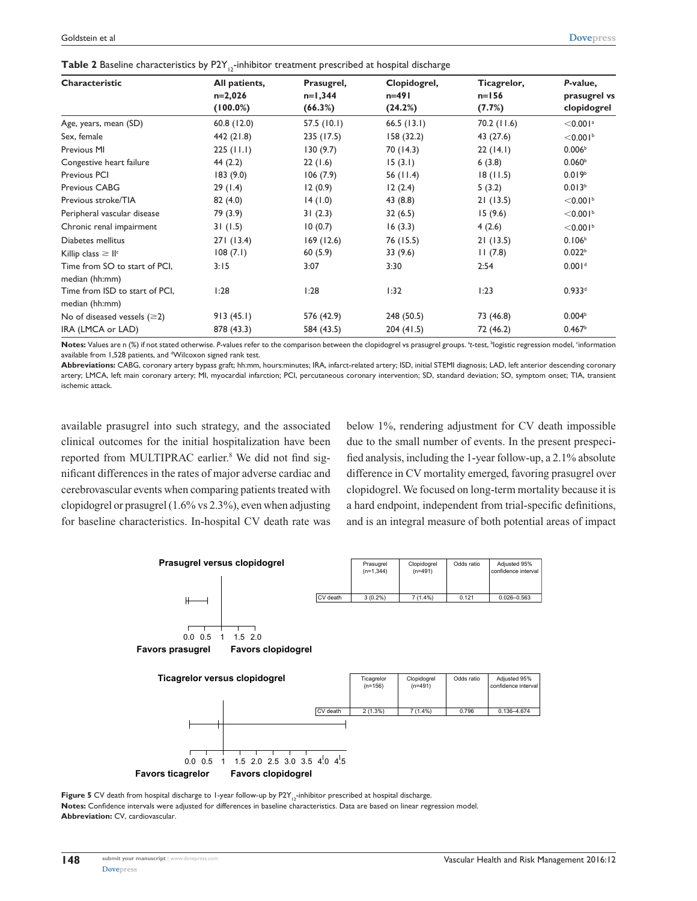**Table 2** Baseline characteristics by $P2Y_{12}$-inhibitor treatment prescribed at hospital discharge

| Characteristic | All patients, n=2,026 (100.0%) | Prasugrel, n=1,344 (66.3%) | Clopidogrel, n=491 (24.2%) | Ticagrelor, n=156 (7.7%) | *P*-value, prasugrel vs clopidogrel |
|---|---|---|---|---|---|
| Age, years, mean (SD) | 60.8 (12.0) | 57.5 (10.1) | 66.5 (13.1) | 70.2 (11.6) | <0.001[a] |
| Sex, female | 442 (21.8) | 235 (17.5) | 158 (32.2) | 43 (27.6) | <0.001[b] |
| Previous MI | 225 (11.1) | 130 (9.7) | 70 (14.3) | 22 (14.1) | 0.006[b] |
| Congestive heart failure | 44 (2.2) | 22 (1.6) | 15 (3.1) | 6 (3.8) | 0.060[b] |
| Previous PCI | 183 (9.0) | 106 (7.9) | 56 (11.4) | 18 (11.5) | 0.019[b] |
| Previous CABG | 29 (1.4) | 12 (0.9) | 12 (2.4) | 5 (3.2) | 0.013[b] |
| Previous stroke/TIA | 82 (4.0) | 14 (1.0) | 43 (8.8) | 21 (13.5) | <0.001[b] |
| Peripheral vascular disease | 79 (3.9) | 31 (2.3) | 32 (6.5) | 15 (9.6) | <0.001[b] |
| Chronic renal impairment | 31 (1.5) | 10 (0.7) | 16 (3.3) | 4 (2.6) | <0.001[b] |
| Diabetes mellitus | 271 (13.4) | 169 (12.6) | 76 (15.5) | 21 (13.5) | 0.106[b] |
| Killip class ≥ II[c] | 108 (7.1) | 60 (5.9) | 33 (9.6) | 11 (7.8) | 0.022[b] |
| Time from SO to start of PCI, median (hh:mm) | 3:15 | 3:07 | 3:30 | 2:54 | 0.001[d] |
| Time from ISD to start of PCI, median (hh:mm) | 1:28 | 1:28 | 1:32 | 1:23 | 0.933[d] |
| No of diseased vessels (≥2) | 913 (45.1) | 576 (42.9) | 248 (50.5) | 73 (46.8) | 0.004[b] |
| IRA (LMCA or LAD) | 878 (43.3) | 584 (43.5) | 204 (41.5) | 72 (46.2) | 0.467[b] |

**Notes:** Values are n (%) if not stated otherwise. *P*-values refer to the comparison between the clopidogrel vs prasugrel groups. [a]*t*-test, [b]logistic regression model, [c]information available from 1,528 patients, and [d]Wilcoxon signed rank test.

**Abbreviations:** CABG, coronary artery bypass graft; hh:mm, hours:minutes; IRA, infarct-related artery; ISD, initial STEMI diagnosis; LAD, left anterior descending coronary artery; LMCA, left main coronary artery; MI, myocardial infarction; PCI, percutaneous coronary intervention; SD, standard deviation; SO, symptom onset; TIA, transient ischemic attack.

available prasugrel into such strategy, and the associated clinical outcomes for the initial hospitalization have been reported from MULTIPRAC earlier.[8] We did not find significant differences in the rates of major adverse cardiac and cerebrovascular events when comparing patients treated with clopidogrel or prasugrel (1.6% vs 2.3%), even when adjusting for baseline characteristics. In-hospital CV death rate was below 1%, rendering adjustment for CV death impossible due to the small number of events. In the present prespecified analysis, including the 1-year follow-up, a 2.1% absolute difference in CV mortality emerged, favoring prasugrel over clopidogrel. We focused on long-term mortality because it is a hard endpoint, independent from trial-specific definitions, and is an integral measure of both potential areas of impact

**Prasugrel versus clopidogrel**

| | Prasugrel (n=1,344) | Clopidogrel (n=491) | Odds ratio | Adjusted 95% confidence interval |
|---|---|---|---|---|
| CV death | 3 (0.2%) | 7 (1.4%) | 0.121 | 0.026–0.563 |

Favors prasugrel — Favors clopidogrel

**Ticagrelor versus clopidogrel**

| | Ticagrelor (n=156) | Clopidogrel (n=491) | Odds ratio | Adjusted 95% confidence interval |
|---|---|---|---|---|
| CV death | 2 (1.3%) | 7 (1.4%) | 0.796 | 0.136–4.674 |

Favors ticagrelor — Favors clopidogrel

**Figure 5** CV death from hospital discharge to 1-year follow-up by $P2Y_{12}$-inhibitor prescribed at hospital discharge.
**Notes:** Confidence intervals were adjusted for differences in baseline characteristics. Data are based on linear regression model.
**Abbreviation:** CV, cardiovascular.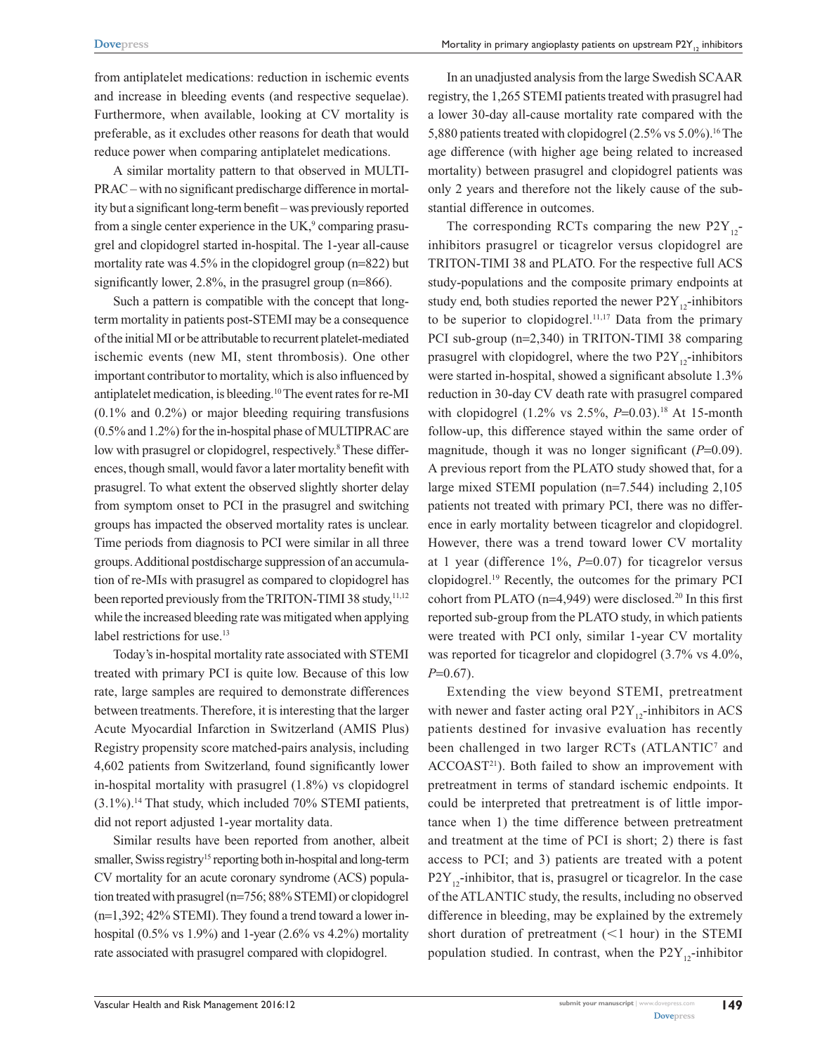from antiplatelet medications: reduction in ischemic events and increase in bleeding events (and respective sequelae). Furthermore, when available, looking at CV mortality is preferable, as it excludes other reasons for death that would reduce power when comparing antiplatelet medications.

A similar mortality pattern to that observed in MULTIPRAC – with no significant predischarge difference in mortality but a significant long-term benefit – was previously reported from a single center experience in the UK,[9] comparing prasugrel and clopidogrel started in-hospital. The 1-year all-cause mortality rate was 4.5% in the clopidogrel group (n=822) but significantly lower, 2.8%, in the prasugrel group (n=866).

Such a pattern is compatible with the concept that long-term mortality in patients post-STEMI may be a consequence of the initial MI or be attributable to recurrent platelet-mediated ischemic events (new MI, stent thrombosis). One other important contributor to mortality, which is also influenced by antiplatelet medication, is bleeding.[10] The event rates for re-MI (0.1% and 0.2%) or major bleeding requiring transfusions (0.5% and 1.2%) for the in-hospital phase of MULTIPRAC are low with prasugrel or clopidogrel, respectively.[8] These differences, though small, would favor a later mortality benefit with prasugrel. To what extent the observed slightly shorter delay from symptom onset to PCI in the prasugrel and switching groups has impacted the observed mortality rates is unclear. Time periods from diagnosis to PCI were similar in all three groups. Additional postdischarge suppression of an accumulation of re-MIs with prasugrel as compared to clopidogrel has been reported previously from the TRITON-TIMI 38 study,[11,12] while the increased bleeding rate was mitigated when applying label restrictions for use.[13]

Today's in-hospital mortality rate associated with STEMI treated with primary PCI is quite low. Because of this low rate, large samples are required to demonstrate differences between treatments. Therefore, it is interesting that the larger Acute Myocardial Infarction in Switzerland (AMIS Plus) Registry propensity score matched-pairs analysis, including 4,602 patients from Switzerland, found significantly lower in-hospital mortality with prasugrel (1.8%) vs clopidogrel (3.1%).[14] That study, which included 70% STEMI patients, did not report adjusted 1-year mortality data.

Similar results have been reported from another, albeit smaller, Swiss registry[15] reporting both in-hospital and long-term CV mortality for an acute coronary syndrome (ACS) population treated with prasugrel (n=756; 88% STEMI) or clopidogrel (n=1,392; 42% STEMI). They found a trend toward a lower in-hospital (0.5% vs 1.9%) and 1-year (2.6% vs 4.2%) mortality rate associated with prasugrel compared with clopidogrel.

In an unadjusted analysis from the large Swedish SCAAR registry, the 1,265 STEMI patients treated with prasugrel had a lower 30-day all-cause mortality rate compared with the 5,880 patients treated with clopidogrel (2.5% vs 5.0%).[16] The age difference (with higher age being related to increased mortality) between prasugrel and clopidogrel patients was only 2 years and therefore not the likely cause of the substantial difference in outcomes.

The corresponding RCTs comparing the new $P2Y_{12}$-inhibitors prasugrel or ticagrelor versus clopidogrel are TRITON-TIMI 38 and PLATO. For the respective full ACS study-populations and the composite primary endpoints at study end, both studies reported the newer $P2Y_{12}$-inhibitors to be superior to clopidogrel.[11,17] Data from the primary PCI sub-group (n=2,340) in TRITON-TIMI 38 comparing prasugrel with clopidogrel, where the two $P2Y_{12}$-inhibitors were started in-hospital, showed a significant absolute 1.3% reduction in 30-day CV death rate with prasugrel compared with clopidogrel (1.2% vs 2.5%, $P$=0.03).[18] At 15-month follow-up, this difference stayed within the same order of magnitude, though it was no longer significant ($P$=0.09). A previous report from the PLATO study showed that, for a large mixed STEMI population (n=7.544) including 2,105 patients not treated with primary PCI, there was no difference in early mortality between ticagrelor and clopidogrel. However, there was a trend toward lower CV mortality at 1 year (difference 1%, $P$=0.07) for ticagrelor versus clopidogrel.[19] Recently, the outcomes for the primary PCI cohort from PLATO (n=4,949) were disclosed.[20] In this first reported sub-group from the PLATO study, in which patients were treated with PCI only, similar 1-year CV mortality was reported for ticagrelor and clopidogrel (3.7% vs 4.0%, $P$=0.67).

Extending the view beyond STEMI, pretreatment with newer and faster acting oral $P2Y_{12}$-inhibitors in ACS patients destined for invasive evaluation has recently been challenged in two larger RCTs (ATLANTIC[7] and ACCOAST[21]). Both failed to show an improvement with pretreatment in terms of standard ischemic endpoints. It could be interpreted that pretreatment is of little importance when 1) the time difference between pretreatment and treatment at the time of PCI is short; 2) there is fast access to PCI; and 3) patients are treated with a potent $P2Y_{12}$-inhibitor, that is, prasugrel or ticagrelor. In the case of the ATLANTIC study, the results, including no observed difference in bleeding, may be explained by the extremely short duration of pretreatment (<1 hour) in the STEMI population studied. In contrast, when the $P2Y_{12}$-inhibitor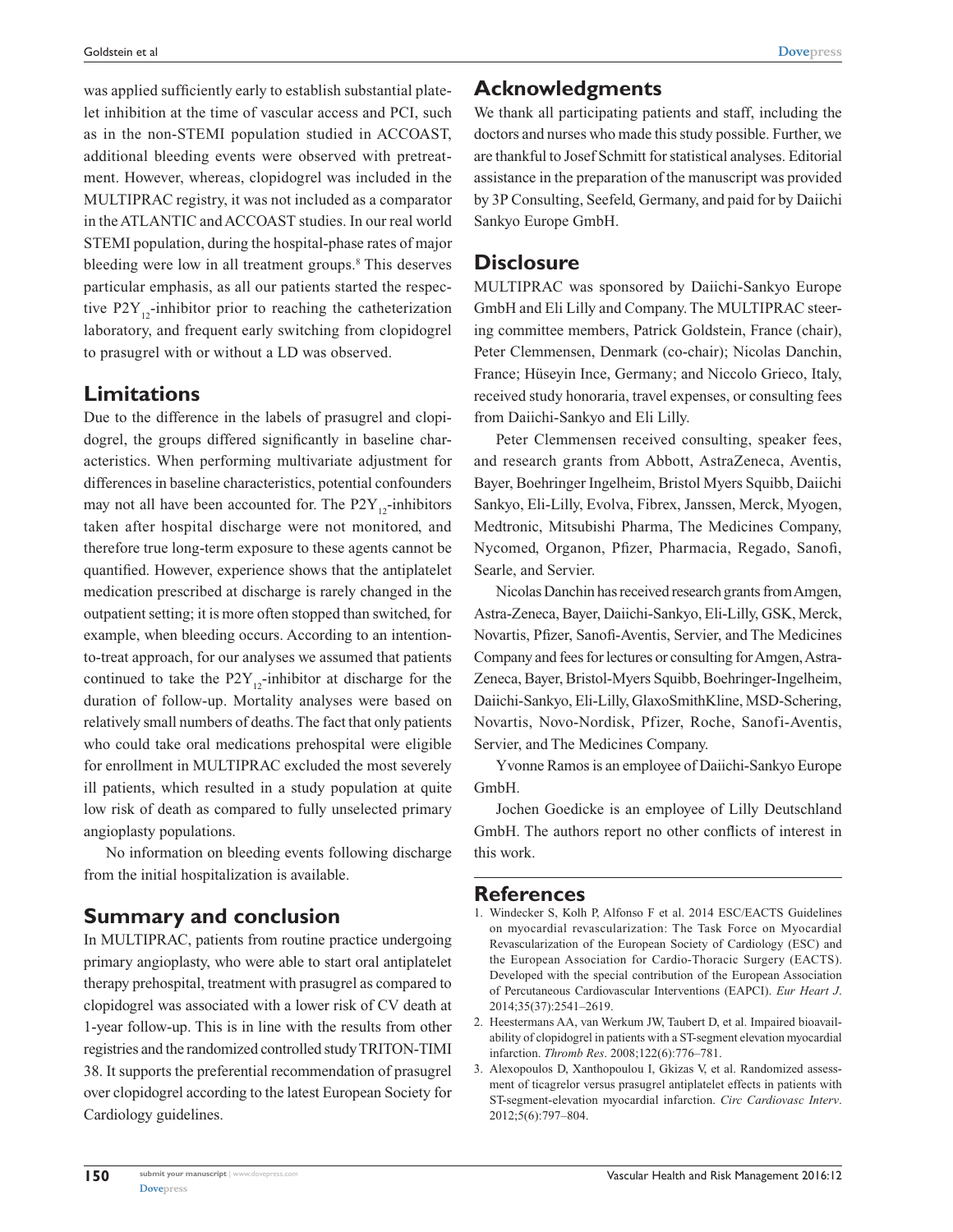was applied sufficiently early to establish substantial platelet inhibition at the time of vascular access and PCI, such as in the non-STEMI population studied in ACCOAST, additional bleeding events were observed with pretreatment. However, whereas, clopidogrel was included in the MULTIPRAC registry, it was not included as a comparator in the ATLANTIC and ACCOAST studies. In our real world STEMI population, during the hospital-phase rates of major bleeding were low in all treatment groups.[8] This deserves particular emphasis, as all our patients started the respective $P2Y_{12}$-inhibitor prior to reaching the catheterization laboratory, and frequent early switching from clopidogrel to prasugrel with or without a LD was observed.

## Limitations

Due to the difference in the labels of prasugrel and clopidogrel, the groups differed significantly in baseline characteristics. When performing multivariate adjustment for differences in baseline characteristics, potential confounders may not all have been accounted for. The $P2Y_{12}$-inhibitors taken after hospital discharge were not monitored, and therefore true long-term exposure to these agents cannot be quantified. However, experience shows that the antiplatelet medication prescribed at discharge is rarely changed in the outpatient setting; it is more often stopped than switched, for example, when bleeding occurs. According to an intention-to-treat approach, for our analyses we assumed that patients continued to take the $P2Y_{12}$-inhibitor at discharge for the duration of follow-up. Mortality analyses were based on relatively small numbers of deaths. The fact that only patients who could take oral medications prehospital were eligible for enrollment in MULTIPRAC excluded the most severely ill patients, which resulted in a study population at quite low risk of death as compared to fully unselected primary angioplasty populations.

No information on bleeding events following discharge from the initial hospitalization is available.

## Summary and conclusion

In MULTIPRAC, patients from routine practice undergoing primary angioplasty, who were able to start oral antiplatelet therapy prehospital, treatment with prasugrel as compared to clopidogrel was associated with a lower risk of CV death at 1-year follow-up. This is in line with the results from other registries and the randomized controlled study TRITON-TIMI 38. It supports the preferential recommendation of prasugrel over clopidogrel according to the latest European Society for Cardiology guidelines.

## Acknowledgments

We thank all participating patients and staff, including the doctors and nurses who made this study possible. Further, we are thankful to Josef Schmitt for statistical analyses. Editorial assistance in the preparation of the manuscript was provided by 3P Consulting, Seefeld, Germany, and paid for by Daiichi Sankyo Europe GmbH.

## Disclosure

MULTIPRAC was sponsored by Daiichi-Sankyo Europe GmbH and Eli Lilly and Company. The MULTIPRAC steering committee members, Patrick Goldstein, France (chair), Peter Clemmensen, Denmark (co-chair); Nicolas Danchin, France; Hüseyin Ince, Germany; and Niccolo Grieco, Italy, received study honoraria, travel expenses, or consulting fees from Daiichi-Sankyo and Eli Lilly.

Peter Clemmensen received consulting, speaker fees, and research grants from Abbott, AstraZeneca, Aventis, Bayer, Boehringer Ingelheim, Bristol Myers Squibb, Daiichi Sankyo, Eli-Lilly, Evolva, Fibrex, Janssen, Merck, Myogen, Medtronic, Mitsubishi Pharma, The Medicines Company, Nycomed, Organon, Pfizer, Pharmacia, Regado, Sanofi, Searle, and Servier.

Nicolas Danchin has received research grants from Amgen, Astra-Zeneca, Bayer, Daiichi-Sankyo, Eli-Lilly, GSK, Merck, Novartis, Pfizer, Sanofi-Aventis, Servier, and The Medicines Company and fees for lectures or consulting for Amgen, Astra-Zeneca, Bayer, Bristol-Myers Squibb, Boehringer-Ingelheim, Daiichi-Sankyo, Eli-Lilly, GlaxoSmithKline, MSD-Schering, Novartis, Novo-Nordisk, Pfizer, Roche, Sanofi-Aventis, Servier, and The Medicines Company.

Yvonne Ramos is an employee of Daiichi-Sankyo Europe GmbH.

Jochen Goedicke is an employee of Lilly Deutschland GmbH. The authors report no other conflicts of interest in this work.

## References

1. Windecker S, Kolh P, Alfonso F et al. 2014 ESC/EACTS Guidelines on myocardial revascularization: The Task Force on Myocardial Revascularization of the European Society of Cardiology (ESC) and the European Association for Cardio-Thoracic Surgery (EACTS). Developed with the special contribution of the European Association of Percutaneous Cardiovascular Interventions (EAPCI). *Eur Heart J*. 2014;35(37):2541–2619.
2. Heestermans AA, van Werkum JW, Taubert D, et al. Impaired bioavailability of clopidogrel in patients with a ST-segment elevation myocardial infarction. *Thromb Res*. 2008;122(6):776–781.
3. Alexopoulos D, Xanthopoulou I, Gkizas V, et al. Randomized assessment of ticagrelor versus prasugrel antiplatelet effects in patients with ST-segment-elevation myocardial infarction. *Circ Cardiovasc Interv*. 2012;5(6):797–804.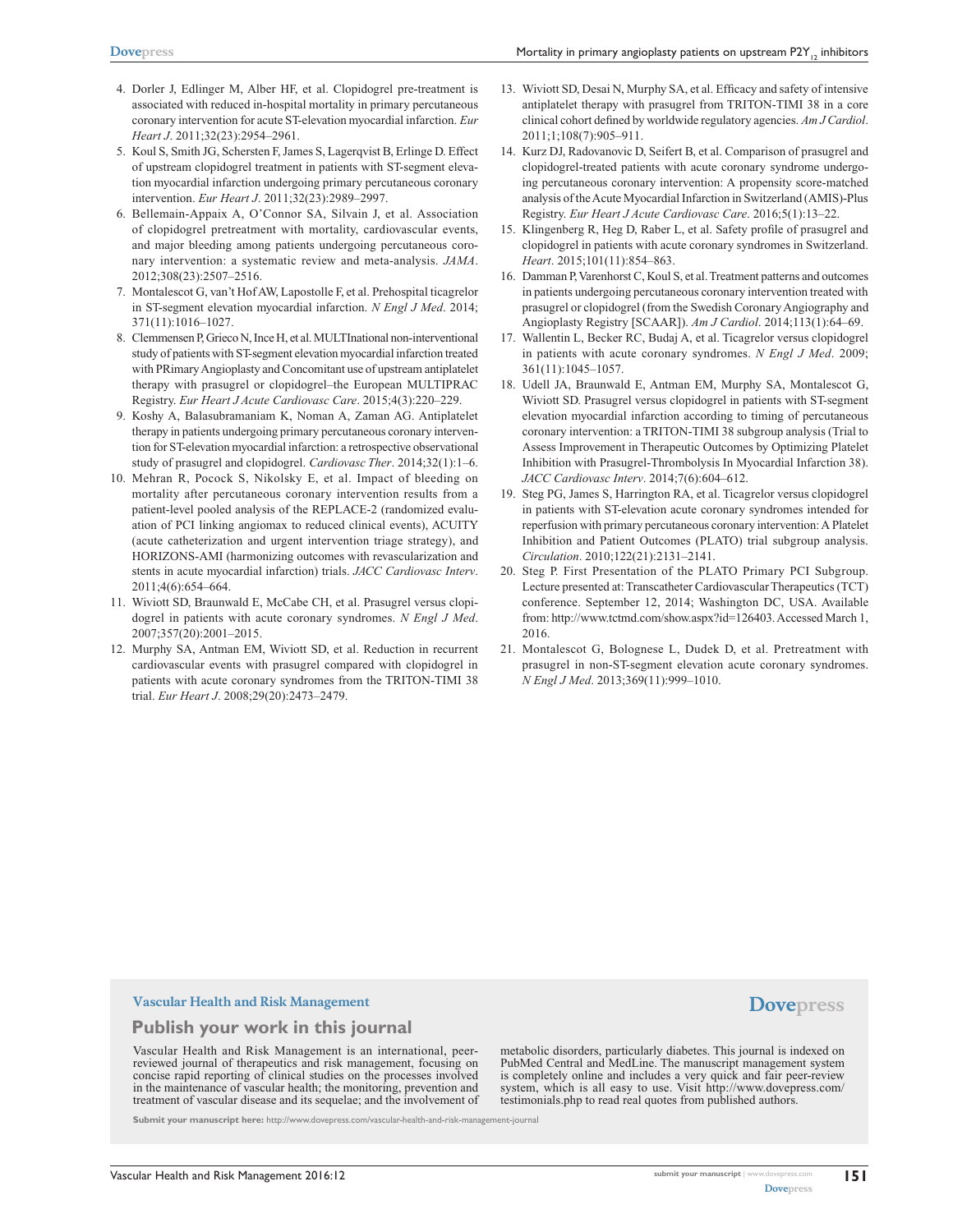4. Dorler J, Edlinger M, Alber HF, et al. Clopidogrel pre-treatment is associated with reduced in-hospital mortality in primary percutaneous coronary intervention for acute ST-elevation myocardial infarction. *Eur Heart J*. 2011;32(23):2954–2961.
5. Koul S, Smith JG, Schersten F, James S, Lagerqvist B, Erlinge D. Effect of upstream clopidogrel treatment in patients with ST-segment elevation myocardial infarction undergoing primary percutaneous coronary intervention. *Eur Heart J*. 2011;32(23):2989–2997.
6. Bellemain-Appaix A, O'Connor SA, Silvain J, et al. Association of clopidogrel pretreatment with mortality, cardiovascular events, and major bleeding among patients undergoing percutaneous coronary intervention: a systematic review and meta-analysis. *JAMA*. 2012;308(23):2507–2516.
7. Montalescot G, van't Hof AW, Lapostolle F, et al. Prehospital ticagrelor in ST-segment elevation myocardial infarction. *N Engl J Med*. 2014; 371(11):1016–1027.
8. Clemmensen P, Grieco N, Ince H, et al. MULTInational non-interventional study of patients with ST-segment elevation myocardial infarction treated with PRimary Angioplasty and Concomitant use of upstream antiplatelet therapy with prasugrel or clopidogrel–the European MULTIPRAC Registry. *Eur Heart J Acute Cardiovasc Care*. 2015;4(3):220–229.
9. Koshy A, Balasubramaniam K, Noman A, Zaman AG. Antiplatelet therapy in patients undergoing primary percutaneous coronary intervention for ST-elevation myocardial infarction: a retrospective observational study of prasugrel and clopidogrel. *Cardiovasc Ther*. 2014;32(1):1–6.
10. Mehran R, Pocock S, Nikolsky E, et al. Impact of bleeding on mortality after percutaneous coronary intervention results from a patient-level pooled analysis of the REPLACE-2 (randomized evaluation of PCI linking angiomax to reduced clinical events), ACUITY (acute catheterization and urgent intervention triage strategy), and HORIZONS-AMI (harmonizing outcomes with revascularization and stents in acute myocardial infarction) trials. *JACC Cardiovasc Interv*. 2011;4(6):654–664.
11. Wiviott SD, Braunwald E, McCabe CH, et al. Prasugrel versus clopidogrel in patients with acute coronary syndromes. *N Engl J Med*. 2007;357(20):2001–2015.
12. Murphy SA, Antman EM, Wiviott SD, et al. Reduction in recurrent cardiovascular events with prasugrel compared with clopidogrel in patients with acute coronary syndromes from the TRITON-TIMI 38 trial. *Eur Heart J*. 2008;29(20):2473–2479.
13. Wiviott SD, Desai N, Murphy SA, et al. Efficacy and safety of intensive antiplatelet therapy with prasugrel from TRITON-TIMI 38 in a core clinical cohort defined by worldwide regulatory agencies. *Am J Cardiol*. 2011;1;108(7):905–911.
14. Kurz DJ, Radovanovic D, Seifert B, et al. Comparison of prasugrel and clopidogrel-treated patients with acute coronary syndrome undergoing percutaneous coronary intervention: A propensity score-matched analysis of the Acute Myocardial Infarction in Switzerland (AMIS)-Plus Registry. *Eur Heart J Acute Cardiovasc Care*. 2016;5(1):13–22.
15. Klingenberg R, Heg D, Raber L, et al. Safety profile of prasugrel and clopidogrel in patients with acute coronary syndromes in Switzerland. *Heart*. 2015;101(11):854–863.
16. Damman P, Varenhorst C, Koul S, et al. Treatment patterns and outcomes in patients undergoing percutaneous coronary intervention treated with prasugrel or clopidogrel (from the Swedish Coronary Angiography and Angioplasty Registry [SCAAR]). *Am J Cardiol*. 2014;113(1):64–69.
17. Wallentin L, Becker RC, Budaj A, et al. Ticagrelor versus clopidogrel in patients with acute coronary syndromes. *N Engl J Med*. 2009; 361(11):1045–1057.
18. Udell JA, Braunwald E, Antman EM, Murphy SA, Montalescot G, Wiviott SD. Prasugrel versus clopidogrel in patients with ST-segment elevation myocardial infarction according to timing of percutaneous coronary intervention: a TRITON-TIMI 38 subgroup analysis (Trial to Assess Improvement in Therapeutic Outcomes by Optimizing Platelet Inhibition with Prasugrel-Thrombolysis In Myocardial Infarction 38). *JACC Cardiovasc Interv*. 2014;7(6):604–612.
19. Steg PG, James S, Harrington RA, et al. Ticagrelor versus clopidogrel in patients with ST-elevation acute coronary syndromes intended for reperfusion with primary percutaneous coronary intervention: A Platelet Inhibition and Patient Outcomes (PLATO) trial subgroup analysis. *Circulation*. 2010;122(21):2131–2141.
20. Steg P. First Presentation of the PLATO Primary PCI Subgroup. Lecture presented at: Transcatheter Cardiovascular Therapeutics (TCT) conference. September 12, 2014; Washington DC, USA. Available from: http://www.tctmd.com/show.aspx?id=126403. Accessed March 1, 2016.
21. Montalescot G, Bolognese L, Dudek D, et al. Pretreatment with prasugrel in non-ST-segment elevation acute coronary syndromes. *N Engl J Med*. 2013;369(11):999–1010.

**Vascular Health and Risk Management**

## Publish your work in this journal

Vascular Health and Risk Management is an international, peer-reviewed journal of therapeutics and risk management, focusing on concise rapid reporting of clinical studies on the processes involved in the maintenance of vascular health; the monitoring, prevention and treatment of vascular disease and its sequelae; and the involvement of metabolic disorders, particularly diabetes. This journal is indexed on PubMed Central and MedLine. The manuscript management system is completely online and includes a very quick and fair peer-review system, which is all easy to use. Visit http://www.dovepress.com/testimonials.php to read real quotes from published authors.

**Submit your manuscript here:** http://www.dovepress.com/vascular-health-and-risk-management-journal